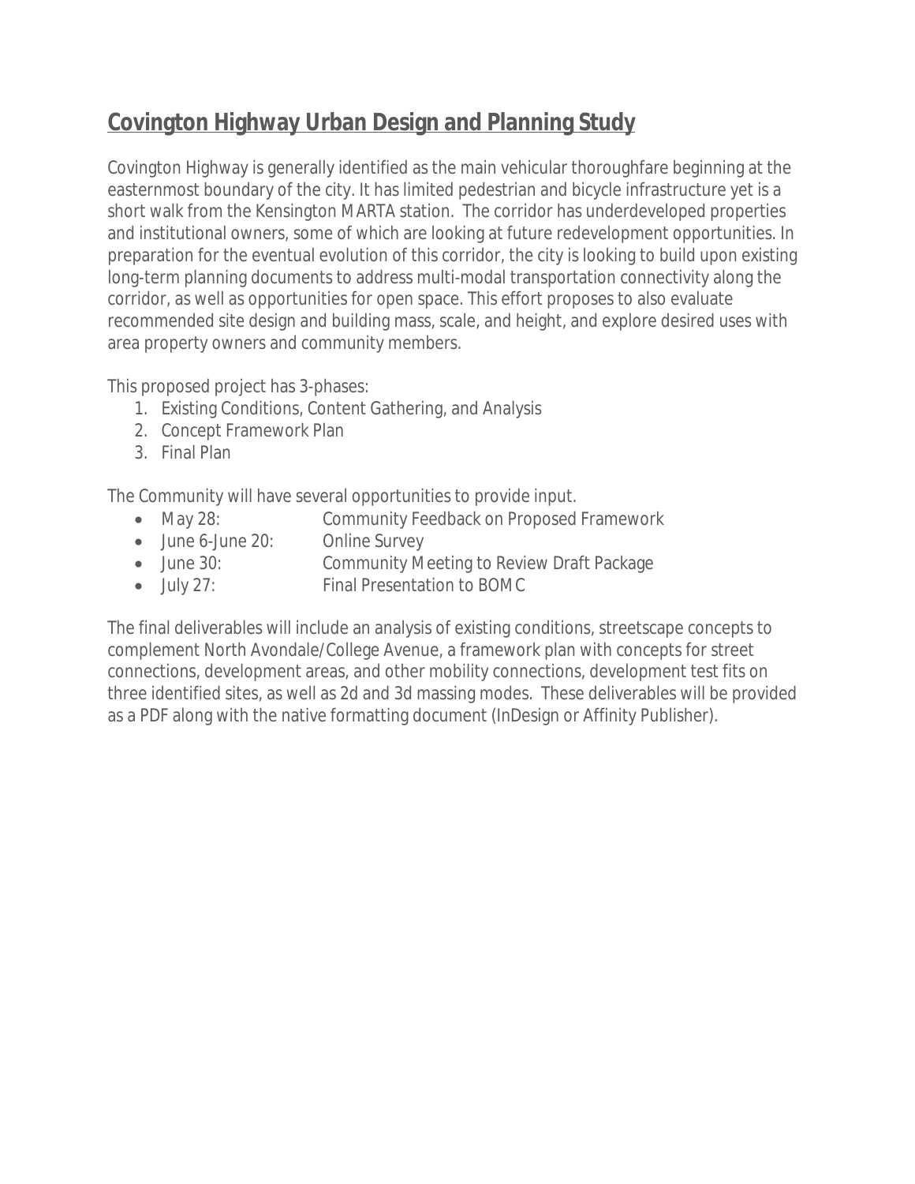# Covington Highway Urban Design and Planning Study

Covington Highway is generally identified as the main vehicular thoroughfare beginning at the easternmost boundary of the city. It has limited pedestrian and bicycle infrastructure yet is a short walk from the Kensington MARTA station. The corridor has underdeveloped properties and institutional owners, some of which are looking at future redevelopment opportunities. In preparation for the eventual evolution of this corridor, the city is looking to build upon existing long-term planning documents to address multi-modal transportation connectivity along the corridor, as well as opportunities for open space. This effort proposes to also evaluate recommended site design and building mass, scale, and height, and explore desired uses with area property owners and community members.

This proposed project has 3-phases:

1. Existing Conditions, Content Gathering, and Analysis
2. Concept Framework Plan
3. Final Plan

The Community will have several opportunities to provide input.

- May 28: Community Feedback on Proposed Framework
- June 6-June 20: Online Survey
- June 30: Community Meeting to Review Draft Package
- July 27: Final Presentation to BOMC

The final deliverables will include an analysis of existing conditions, streetscape concepts to complement North Avondale/College Avenue, a framework plan with concepts for street connections, development areas, and other mobility connections, development test fits on three identified sites, as well as 2d and 3d massing modes. These deliverables will be provided as a PDF along with the native formatting document (InDesign or Affinity Publisher).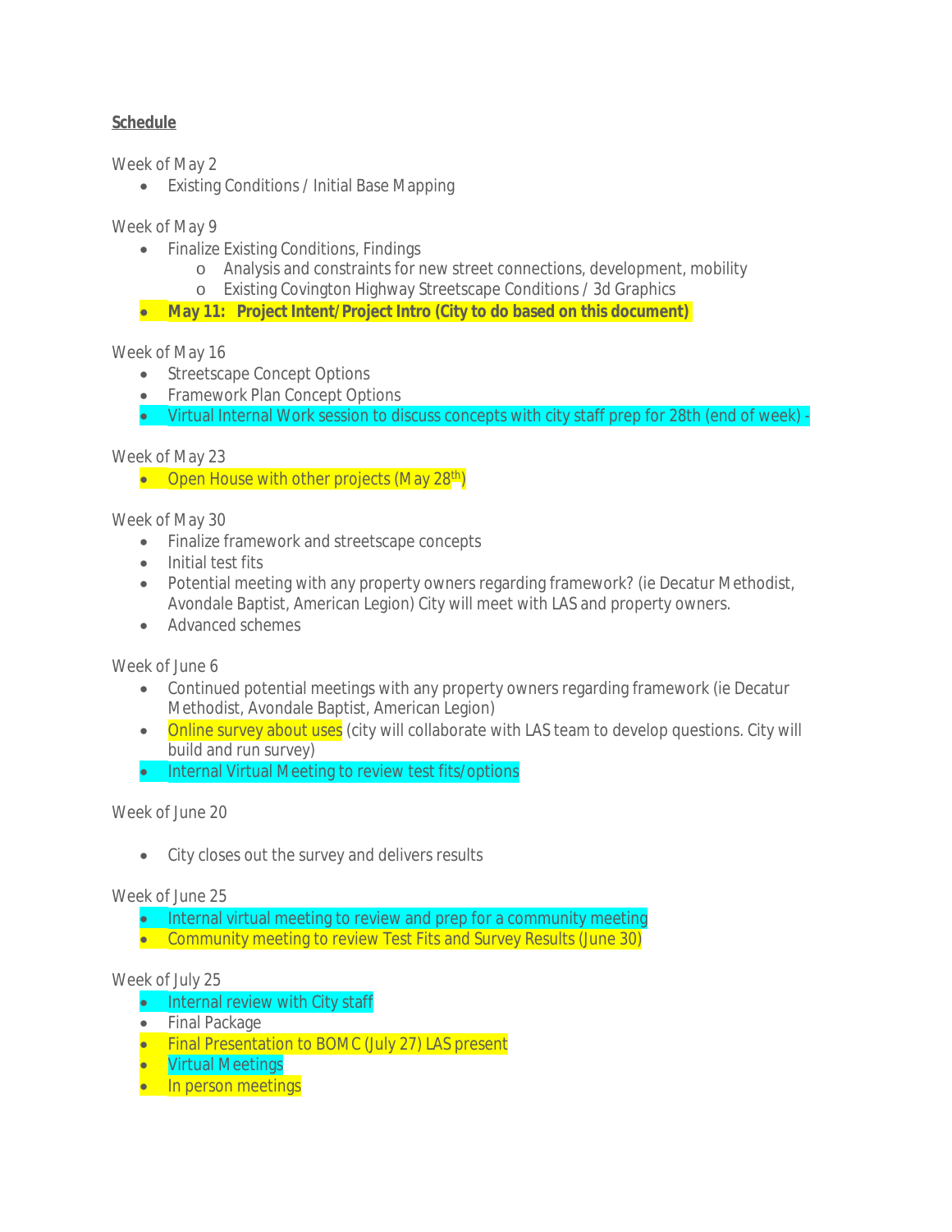**Schedule**

Week of May 2

- Existing Conditions / Initial Base Mapping

Week of May 9

- Finalize Existing Conditions, Findings
  - Analysis and constraints for new street connections, development, mobility
  - Existing Covington Highway Streetscape Conditions / 3d Graphics
- **May 11: Project Intent/Project Intro (City to do based on this document)**

Week of May 16

- Streetscape Concept Options
- Framework Plan Concept Options
- Virtual Internal Work session to discuss concepts with city staff prep for 28th (end of week) -

Week of May 23

- Open House with other projects (May 28th)

Week of May 30

- Finalize framework and streetscape concepts
- Initial test fits
- Potential meeting with any property owners regarding framework? (ie Decatur Methodist, Avondale Baptist, American Legion) City will meet with LAS and property owners.
- Advanced schemes

Week of June 6

- Continued potential meetings with any property owners regarding framework (ie Decatur Methodist, Avondale Baptist, American Legion)
- Online survey about uses (city will collaborate with LAS team to develop questions. City will build and run survey)
- Internal Virtual Meeting to review test fits/options

Week of June 20

- City closes out the survey and delivers results

Week of June 25

- Internal virtual meeting to review and prep for a community meeting
- Community meeting to review Test Fits and Survey Results (June 30)

Week of July 25

- Internal review with City staff
- Final Package
- Final Presentation to BOMC (July 27) LAS present
- Virtual Meetings
- In person meetings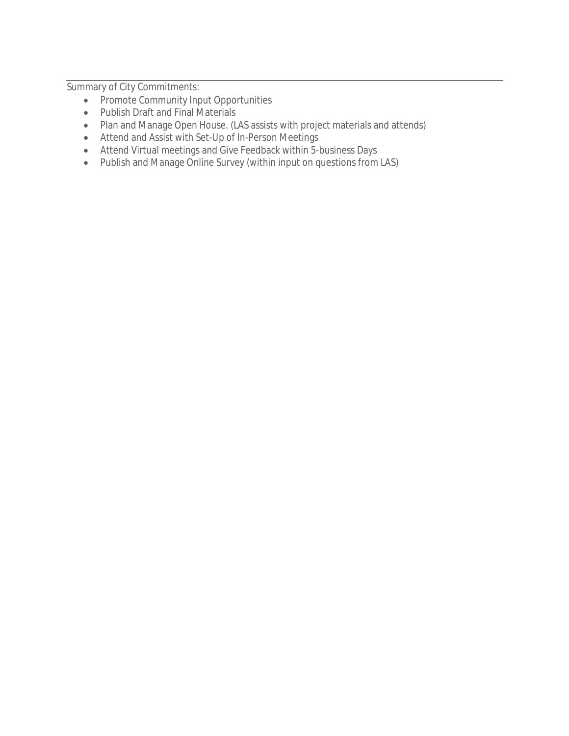Summary of City Commitments:

- Promote Community Input Opportunities
- Publish Draft and Final Materials
- Plan and Manage Open House. (LAS assists with project materials and attends)
- Attend and Assist with Set-Up of In-Person Meetings
- Attend Virtual meetings and Give Feedback within 5-business Days
- Publish and Manage Online Survey (within input on questions from LAS)